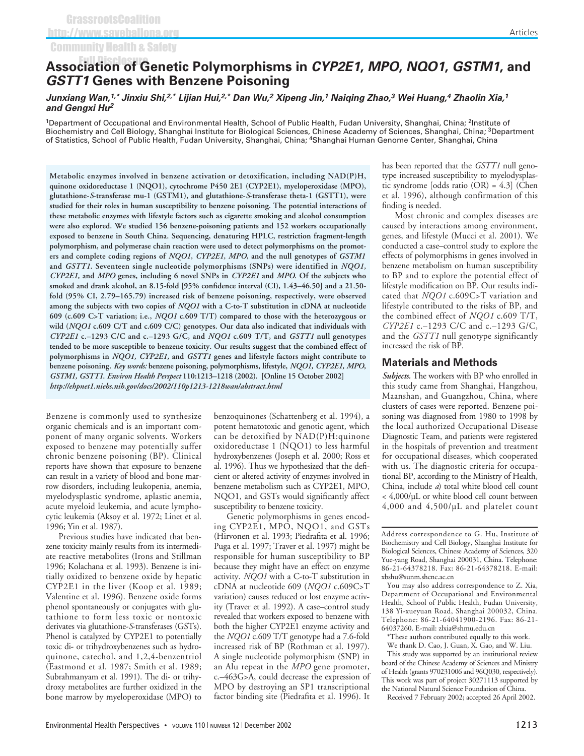# Association of Genetic Polymorphisms in *CYP2E1, MPO, NQO1, GSTM1,* and *GSTT1* Genes with Benzene Poisoning

***Junxiang Wan,[1,*] Jinxiu Shi,[2,*] Lijian Hui,[2,*] Dan Wu,[2] Xipeng Jin,[1] Naiqing Zhao,[3] Wei Huang,[4] Zhaolin Xia,[1] and Gengxi Hu[2]***

[1]Department of Occupational and Environmental Health, School of Public Health, Fudan University, Shanghai, China; [2]Institute of Biochemistry and Cell Biology, Shanghai Institute for Biological Sciences, Chinese Academy of Sciences, Shanghai, China; [3]Department of Statistics, School of Public Health, Fudan University, Shanghai, China; [4]Shanghai Human Genome Center, Shanghai, China

**Metabolic enzymes involved in benzene activation or detoxification, including NAD(P)H, quinone oxidoreductase 1 (NQO1), cytochrome P450 2E1 (CYP2E1), myeloperoxidase (MPO), glutathione-*S*-transferase mu-1 (GSTM1), and glutathione-*S*-transferase theta-1 (GSTT1), were studied for their roles in human susceptibility to benzene poisoning. The potential interactions of these metabolic enzymes with lifestyle factors such as cigarette smoking and alcohol consumption were also explored. We studied 156 benzene-poisoning patients and 152 workers occupationally exposed to benzene in South China. Sequencing, denaturing HPLC, restriction fragment-length polymorphism, and polymerase chain reaction were used to detect polymorphisms on the promoters and complete coding regions of *NQO1, CYP2E1, MPO,* and the null genotypes of *GSTM1* and *GSTT1*. Seventeen single nucleotide polymorphisms (SNPs) were identified in *NQO1, CYP2E1,* and *MPO* genes, including 6 novel SNPs in *CYP2E1* and *MPO*. Of the subjects who smoked and drank alcohol, an 8.15-fold [95% confidence interval (CI), 1.43–46.50] and a 21.50-fold (95% CI, 2.79–165.79) increased risk of benzene poisoning, respectively, were observed among the subjects with two copies of *NQO1* with a C-to-T substitution in cDNA at nucleotide 609 (c.609 C>T variation; i.e., *NQO1* c.609 T/T) compared to those with the heterozygous or wild (*NQO1* c.609 C/T and c.609 C/C) genotypes. Our data also indicated that individuals with *CYP2E1* c.–1293 C/C and c.–1293 G/C, and *NQO1* c.609 T/T, and *GSTT1* null genotypes tended to be more susceptible to benzene toxicity. Our results suggest that the combined effect of polymorphisms in *NQO1, CYP2E1,* and *GSTT1* genes and lifestyle factors might contribute to benzene poisoning. *Key words:* benzene poisoning, polymorphisms, lifestyle, *NQO1, CYP2E1, MPO, GSTM1, GSTT1. Environ Health Perspect* 110:1213–1218 (2002). [Online 15 October 2002]** ***http://ehpnet1.niehs.nih.gov/docs/2002/110p1213-1218wan/abstract.html***

Benzene is commonly used to synthesize organic chemicals and is an important component of many organic solvents. Workers exposed to benzene may potentially suffer chronic benzene poisoning (BP). Clinical reports have shown that exposure to benzene can result in a variety of blood and bone marrow disorders, including leukopenia, anemia, myelodysplastic syndrome, aplastic anemia, acute myeloid leukemia, and acute lymphocytic leukemia (Aksoy et al. 1972; Linet et al. 1996; Yin et al. 1987).

Previous studies have indicated that benzene toxicity mainly results from its intermediate reactive metabolites (Irons and Stillman 1996; Kolachana et al. 1993). Benzene is initially oxidized to benzene oxide by hepatic CYP2E1 in the liver (Koop et al. 1989; Valentine et al. 1996). Benzene oxide forms phenol spontaneously or conjugates with glutathione to form less toxic or nontoxic derivates via glutathione-*S*-transferases (GSTs). Phenol is catalyzed by CYP2E1 to potentially toxic di- or trihydroxybenzenes such as hydroquinone, catechol, and 1,2,4-benzentriol (Eastmond et al. 1987; Smith et al. 1989; Subrahmanyam et al. 1991). The di- or trihydroxy metabolites are further oxidized in the bone marrow by myeloperoxidase (MPO) to benzoquinones (Schattenberg et al. 1994), a potent hematotoxic and genotoxic agent, which can be detoxified by NAD(P)H:quinone oxidoreductase 1 (NQO1) to less harmful hydroxybenzenes (Joseph et al. 2000; Ross et al. 1996). Thus we hypothesized that the deficient or altered activity of enzymes involved in benzene metabolism such as CYP2E1, MPO, NQO1, and GSTs would significantly affect susceptibility to benzene toxicity.

Genetic polymorphisms in genes encoding CYP2E1, MPO, NQO1, and GSTs (Hirvonen et al. 1993; Piedrafita et al. 1996; Puga et al. 1997; Traver et al. 1997) might be responsible for human susceptibility to BP because they might have an effect on enzyme activity. *NQO1* with a C-to-T substitution in cDNA at nucleotide 609 (*NQO1* c.609C>T variation) causes reduced or lost enzyme activity (Traver et al. 1992). A case–control study revealed that workers exposed to benzene with both the higher CYP2E1 enzyme activity and the *NQO1* c.609 T/T genotype had a 7.6-fold increased risk of BP (Rothman et al. 1997). A single nucleotide polymorphism (SNP) in an Alu repeat in the *MPO* gene promoter, c.–463G>A, could decrease the expression of MPO by destroying an SP1 transcriptional factor binding site (Piedrafita et al. 1996). It has been reported that the *GSTT1* null genotype increased susceptibility to myelodysplastic syndrome [odds ratio (OR) = 4.3] (Chen et al. 1996), although confirmation of this finding is needed.

Most chronic and complex diseases are caused by interactions among environment, genes, and lifestyle (Mucci et al. 2001). We conducted a case–control study to explore the effects of polymorphisms in genes involved in benzene metabolism on human susceptibility to BP and to explore the potential effect of lifestyle modification on BP. Our results indicated that *NQO1* c.609C>T variation and lifestyle contributed to the risks of BP, and the combined effect of *NQO1* c.609 T/T, *CYP2E1* c.–1293 C/C and c.–1293 G/C, and the *GSTT1* null genotype significantly increased the risk of BP.

## Materials and Methods

***Subjects.*** The workers with BP who enrolled in this study came from Shanghai, Hangzhou, Maanshan, and Guangzhou, China, where clusters of cases were reported. Benzene poisoning was diagnosed from 1980 to 1998 by the local authorized Occupational Disease Diagnostic Team, and patients were registered in the hospitals of prevention and treatment for occupational diseases, which cooperated with us. The diagnostic criteria for occupational BP, according to the Ministry of Health, China, include *a*) total white blood cell count < 4,000/µL or white blood cell count between 4,000 and 4,500/µL and platelet count

---

Address correspondence to G. Hu, Institute of Biochemistry and Cell Biology, Shanghai Institute for Biological Sciences, Chinese Academy of Sciences, 320 Yue-yang Road, Shanghai 200031, China. Telephone: 86-21-64378218. Fax: 86-21-64378218. E-mail: xbshu@sunm.shcnc.ac.cn

You may also address correspondence to Z. Xia, Department of Occupational and Environmental Health, School of Public Health, Fudan University, 138 Yi-xueyuan Road, Shanghai 200032, China. Telephone: 86-21-64041900-2196. Fax: 86-21-64037260. E-mail: zlxia@shmu.edu.cn

*These authors contributed equally to this work.

We thank D. Cao, J. Guan, X. Gao, and W. Liu.

This study was supported by an institutional review board of the Chinese Academy of Sciences and Ministry of Health (grants 970231006 and 96Q030, respectively). This work was part of project 30271113 supported by the National Natural Science Foundation of China.

Received 7 February 2002; accepted 26 April 2002.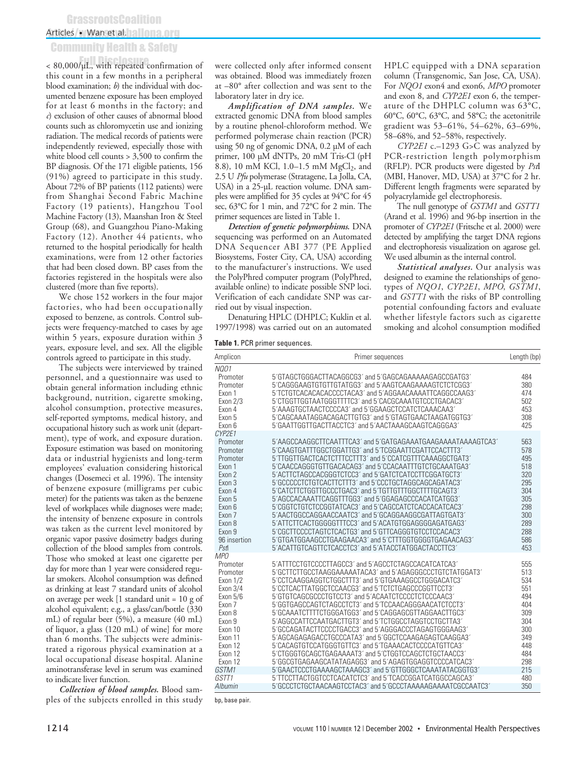< 80,000/μL, with repeated confirmation of this count in a few months in a peripheral blood examination; *b*) the individual with documented benzene exposure has been employed for at least 6 months in the factory; and *c*) exclusion of other causes of abnormal blood counts such as chloromycetin use and ionizing radiation. The medical records of patients were independently reviewed, especially those with white blood cell counts > 3,500 to confirm the BP diagnosis. Of the 171 eligible patients, 156 (91%) agreed to participate in this study. About 72% of BP patients (112 patients) were from Shanghai Second Fabric Machine Factory (19 patients), Hangzhou Tool Machine Factory (13), Maanshan Iron & Steel Group (68), and Guangzhou Piano-Making Factory (12). Another 44 patients, who returned to the hospital periodically for health examinations, were from 12 other factories that had been closed down. BP cases from the factories registered in the hospitals were also clustered (more than five reports).

We chose 152 workers in the four major factories, who had been occupationally exposed to benzene, as controls. Control subjects were frequency-matched to cases by age within 5 years, exposure duration within 3 years, exposure level, and sex. All the eligible controls agreed to participate in this study.

The subjects were interviewed by trained personnel, and a questionnaire was used to obtain general information including ethnic background, nutrition, cigarette smoking, alcohol consumption, protective measures, self-reported symptoms, medical history, and occupational history such as work unit (department), type of work, and exposure duration. Exposure estimation was based on monitoring data or industrial hygienists and long-term employees' evaluation considering historical changes (Dosemeci et al. 1996). The intensity of benzene exposure (milligrams per cubic meter) for the patients was taken as the benzene level of workplaces while diagnoses were made; the intensity of benzene exposure in controls was taken as the current level monitored by organic vapor passive dosimetry badges during collection of the blood samples from controls. Those who smoked at least one cigarette per day for more than 1 year were considered regular smokers. Alcohol consumption was defined as drinking at least 7 standard units of alcohol on average per week [1 standard unit = 10 g of alcohol equivalent; e.g., a glass/can/bottle (330 mL) of regular beer (5%), a measure (40 mL) of liquor, a glass (120 mL) of wine] for more than 6 months. The subjects were administrated a rigorous physical examination at a local occupational disease hospital. Alanine aminotransferase level in serum was examined to indicate liver function.

***Collection of blood samples.*** Blood samples of the subjects enrolled in this study were collected only after informed consent was obtained. Blood was immediately frozen at –80° after collection and was sent to the laboratory later in dry ice.

***Amplification of DNA samples.*** We extracted genomic DNA from blood samples by a routine phenol-chloroform method. We performed polymerase chain reaction (PCR) using 50 ng of genomic DNA, 0.2 μM of each primer, 100 μM dNTPs, 20 mM Tris-Cl (pH 8.8), 10 mM KCl, 1.0–1.5 mM $MgCl_2$, and 2.5 U *Pfu* polymerase (Stratagene, La Jolla, CA, USA) in a 25-μL reaction volume. DNA samples were amplified for 35 cycles at 94°C for 45 sec, 63°C for 1 min, and 72°C for 2 min. The primer sequences are listed in Table 1.

***Detection of genetic polymorphisms.*** DNA sequencing was performed on an Automated DNA Sequencer ABI 377 (PE Applied Biosystems, Foster City, CA, USA) according to the manufacturer's instructions. We used the PolyPhred computer program (PolyPhred, available online) to indicate possible SNP loci. Verification of each candidate SNP was carried out by visual inspection.

Denaturing HPLC (DHPLC; Kuklin et al. 1997/1998) was carried out on an automated HPLC equipped with a DNA separation column (Transgenomic, San Jose, CA, USA). For *NQO1* exon4 and exon6, *MPO* promoter and exon 8, and *CYP2E1* exon 6, the temperature of the DHPLC column was 63°C, 60°C, 60°C, 63°C, and 58°C; the acetonitrile gradient was 53–61%, 54–62%, 63–69%, 58–68%, and 52–58%, respectively.

*CYP2E1* c.–1293 G>C was analyzed by PCR-restriction length polymorphism (RFLP). PCR products were digested by *Pst*I (MBI, Hanover, MD, USA) at 37°C for 2 hr. Different length fragments were separated by polyacrylamide gel electrophoresis.

The null genotype of *GSTM1* and *GSTT1* (Arand et al. 1996) and 96-bp insertion in the promoter of *CYP2E1* (Fritsche et al. 2000) were detected by amplifying the target DNA regions and electrophoresis visualization on agarose gel. We used albumin as the internal control.

***Statistical analyses.*** Our analysis was designed to examine the relationships of genotypes of *NQO1*, *CYP2E1*, *MPO*, *GSTM1*, and *GSTT1* with the risks of BP controlling potential confounding factors and evaluate whether lifestyle factors such as cigarette smoking and alcohol consumption modified

**Table 1.** PCR primer sequences.

| Amplicon | Primer sequences | Length (bp) |
|---|---|---|
| *NQO1* | | |
| Promoter | 5´GTAGCTGGGACTTACAGGCG3´ and 5´GAGCAGAAAAAGAGCCGATG3´ | 484 |
| Promoter | 5´CAGGGAAGTGTGTTGTATGG3´ and 5´AAGTCAAGAAAAGTCTCTCGG3´ | 380 |
| Exon 1 | 5´TCTGTCACACACCCCTACA3´ and 5´AGGAACAAAATTCAGGCCAAG3´ | 474 |
| Exon 2/3 | 5´CTGGTTGGTAATGGGTTTTC3´ and 5´CACGCAAATGTCCTGACAC3´ | 502 |
| Exon 4 | 5´AAAGTGCTAACTCCCCA3´ and 5´GGAAGCTCCATCTCAAACAA3´ | 453 |
| Exon 5 | 5´CAGCAAATAGGACAGACTTGTG3´ and 5´GTAGTGAACTAAGATGGTG3´ | 308 |
| Exon 6 | 5´GAATTGGTTGACTTACCTC3´ and 5´AACTAAAGCAAGTCAGGGA3´ | 425 |
| *CYP2E1* | | |
| Promoter | 5´AAGCCAAGGCTTCAATTTCA3´ and 5´GATGAGAAATGAAGAAAATAAAAGTCA3´ | 563 |
| Promoter | 5´CAAGTGATTTGGCTGGATTG3´ and 5´TCGGAATTCGATTCCACTTT3´ | 578 |
| Promoter | 5´TTGGTTGACTCACTCTTTCCTTT3´ and 5´CCATCGTTTCAAAGGCTGAT3´ | 495 |
| Exon 1 | 5´CAACCAGGGTGTTGACACAG3´ and 5´CCACAATTTGTCTGCAAATGA3´ | 518 |
| Exon 2 | 5´ACTTCTAGCCACGGGTCTCC3´ and 5´GATCTCATCCTTCGGATGCT3´ | 320 |
| Exon 3 | 5´GCCCCCTCTGTCACTTCTTT3´ and 5´CCCTGCTAGGCAGCAGATAC3´ | 295 |
| Exon 4 | 5´CATCTTCTGGTTGCCCTGAC3´ and 5´TGTTGTTTGGCTTTTGCAGT3´ | 304 |
| Exon 5 | 5´AGCCACAAATTCAGGTTTGG3´ and 5´GGAGAGCCCACATCATGG3´ | 305 |
| Exon 6 | 5´CGGTCTGTCTCCGGTATCAC3´ and 5´CAGCCATCTCACCACATCAC3´ | 298 |
| Exon 7 | 5´AACTGGCCAGGAACCAATC3´ and 5´GCAGGAAGGCGATTAGTGAT3´ | 300 |
| Exon 8 | 5´ATTCTTCACTGGGGGTTTCC3´ and 5´ACATGTGGAGGGGAGATGAG3´ | 289 |
| Exon 9 | 5´CGCTTCCCCTAGTCTCACTG3´ and 5´GTTCAGGGTGTCCTCCACAC3´ | 288 |
| 96 insertion | 5´GTGATGGAAGCCTGAAGAACA3´ and 5´CTTTGGTGGGGTGAGAACAG3´ | 586 |
| *Pst*I | 5´ACATTGTCAGTTCTCACCTC3´ and 5´ATACCTATGGACTACCTTC3´ | 453 |
| *MPO* | | |
| Promoter | 5´ATTTCCTGTCCCCTTAGCC3´ and 5´AGCCTCTAGCCACATCATCA3´ | 555 |
| Promoter | 5´GCTTCTTGCCTAAGGAAAAATACA3´ and 5´AGAGGGCCCTGTCTATGGAT3´ | 513 |
| Exon 1/2 | 5´CCTCAAGGAGGTCTGGCTTT3´ and 5´GTGAAAGGCCTGGGACATC3´ | 534 |
| Exon 3/4 | 5´CCTCACTTATGGCTCCAACG3´ and 5´TCTCTGAGCCCGGTTCCT3´ | 551 |
| Exon 5/6 | 5´GTGTCAGCGCCCTGTCCT3´ and 5´ACAATCTCCCCTCTCCCAAC3´ | 494 |
| Exon 7 | 5´GGTGAGCCAGTCTAGCCTCT3´ and 5´TCCAACAGGGAACATCTCCT3´ | 404 |
| Exon 8 | 5´GCAAATCTTTTCTGGGATGG3´ and 5´CAGGAGCGTTAGGAACTTGC3´ | 309 |
| Exon 9 | 5´AGGCCATTCCAATGACTTGT3´ and 5´TCTGGCCTAGGTCCTGCTTA3´ | 304 |
| Exon 10 | 5´GCCAGATACTTCCCCTGACC3´ and 5´AGGGACCCTAGAGTGGGAAG3´ | 300 |
| Exon 11 | 5´AGCAGAGAGACCTGCCCATA3´ and 5´GGCTCCAAGAGAGTCAAGGA3´ | 349 |
| Exon 12 | 5´CACAGTGTCCATGGGTGTTC3´ and 5´TGAAACACTCCCCATGTTCA3´ | 448 |
| Exon 12 | 5´CTGGGTGCAGCTGAGAAAAT3´ and 5´CTGGTCCAGCTCTGCTAACC3´ | 484 |
| Exon 12 | 5´GGCGTGAGAAGCATATAGAGG3´ and 5´AGAGTGGAGGTCCCCATCAC3´ | 298 |
| *GSTM1* | 5´GAACTCCCTGAAAAGCTAAAGC3´ and 5´GTTGGGCTCAAATATACGGTG3´ | 215 |
| *GSTT1* | 5´TTCCTTACTGGTCCTCACATCTC3´ and 5´TCACCGGATCATGGCCAGCA3´ | 480 |
| *Albumin* | 5´GCCCTCTGCTAACAAGTCCTAC3´ and 5´GCCCTAAAAAGAAAATCGCCAATC3´ | 350 |

bp, base pair.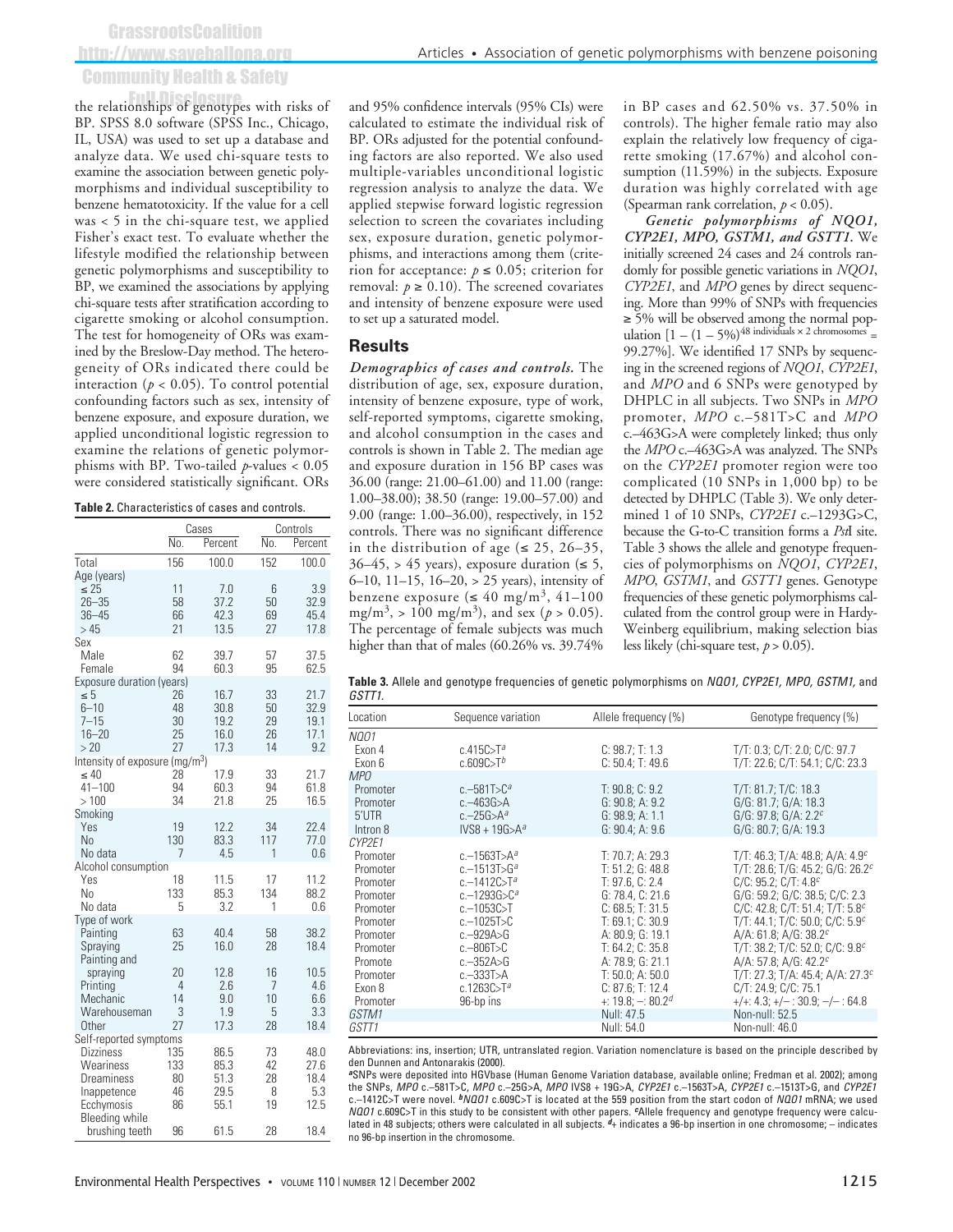the relationships of genotypes with risks of BP. SPSS 8.0 software (SPSS Inc., Chicago, IL, USA) was used to set up a database and analyze data. We used chi-square tests to examine the association between genetic polymorphisms and individual susceptibility to benzene hematotoxicity. If the value for a cell was < 5 in the chi-square test, we applied Fisher's exact test. To evaluate whether the lifestyle modified the relationship between genetic polymorphisms and susceptibility to BP, we examined the associations by applying chi-square tests after stratification according to cigarette smoking or alcohol consumption. The test for homogeneity of ORs was examined by the Breslow-Day method. The heterogeneity of ORs indicated there could be interaction ($p < 0.05$). To control potential confounding factors such as sex, intensity of benzene exposure, and exposure duration, we applied unconditional logistic regression to examine the relations of genetic polymorphisms with BP. Two-tailed $p$-values < 0.05 were considered statistically significant. ORs and 95% confidence intervals (95% CIs) were calculated to estimate the individual risk of BP. ORs adjusted for the potential confounding factors are also reported. We also used multiple-variables unconditional logistic regression analysis to analyze the data. We applied stepwise forward logistic regression selection to screen the covariates including sex, exposure duration, genetic polymorphisms, and interactions among them (criterion for acceptance: $p \leq 0.05$; criterion for removal: $p \geq 0.10$). The screened covariates and intensity of benzene exposure were used to set up a saturated model.

**Table 2.** Characteristics of cases and controls.

| | Cases | | Controls | |
|---|---|---|---|---|
| | No. | Percent | No. | Percent |
| Total | 156 | 100.0 | 152 | 100.0 |
| Age (years) | | | | |
| ≤ 25 | 11 | 7.0 | 6 | 3.9 |
| 26–35 | 58 | 37.2 | 50 | 32.9 |
| 36–45 | 66 | 42.3 | 69 | 45.4 |
| > 45 | 21 | 13.5 | 27 | 17.8 |
| Sex | | | | |
| Male | 62 | 39.7 | 57 | 37.5 |
| Female | 94 | 60.3 | 95 | 62.5 |
| Exposure duration (years) | | | | |
| ≤ 5 | 26 | 16.7 | 33 | 21.7 |
| 6–10 | 48 | 30.8 | 50 | 32.9 |
| 7–15 | 30 | 19.2 | 29 | 19.1 |
| 16–20 | 25 | 16.0 | 26 | 17.1 |
| > 20 | 27 | 17.3 | 14 | 9.2 |
| Intensity of exposure (mg/m$^3$) | | | | |
| ≤ 40 | 28 | 17.9 | 33 | 21.7 |
| 41–100 | 94 | 60.3 | 94 | 61.8 |
| > 100 | 34 | 21.8 | 25 | 16.5 |
| Smoking | | | | |
| Yes | 19 | 12.2 | 34 | 22.4 |
| No | 130 | 83.3 | 117 | 77.0 |
| No data | 7 | 4.5 | 1 | 0.6 |
| Alcohol consumption | | | | |
| Yes | 18 | 11.5 | 17 | 11.2 |
| No | 133 | 85.3 | 134 | 88.2 |
| No data | 5 | 3.2 | 1 | 0.6 |
| Type of work | | | | |
| Painting | 63 | 40.4 | 58 | 38.2 |
| Spraying | 25 | 16.0 | 28 | 18.4 |
| Painting and spraying | 20 | 12.8 | 16 | 10.5 |
| Printing | 4 | 2.6 | 7 | 4.6 |
| Mechanic | 14 | 9.0 | 10 | 6.6 |
| Warehouseman | 3 | 1.9 | 5 | 3.3 |
| Other | 27 | 17.3 | 28 | 18.4 |
| Self-reported symptoms | | | | |
| Dizziness | 135 | 86.5 | 73 | 48.0 |
| Weariness | 133 | 85.3 | 42 | 27.6 |
| Dreaminess | 80 | 51.3 | 28 | 18.4 |
| Inappetence | 46 | 29.5 | 8 | 5.3 |
| Ecchymosis | 86 | 55.1 | 19 | 12.5 |
| Bleeding while brushing teeth | 96 | 61.5 | 28 | 18.4 |

## Results

***Demographics of cases and controls.*** The distribution of age, sex, exposure duration, intensity of benzene exposure, type of work, self-reported symptoms, cigarette smoking, and alcohol consumption in the cases and controls is shown in Table 2. The median age and exposure duration in 156 BP cases was 36.00 (range: 21.00–61.00) and 11.00 (range: 1.00–38.00); 38.50 (range: 19.00–57.00) and 9.00 (range: 1.00–36.00), respectively, in 152 controls. There was no significant difference in the distribution of age (≤ 25, 26–35, 36–45, > 45 years), exposure duration (≤ 5, 6–10, 11–15, 16–20, > 25 years), intensity of benzene exposure (≤ 40 mg/m$^3$, 41–100 mg/m$^3$, > 100 mg/m$^3$), and sex ($p > 0.05$). The percentage of female subjects was much higher than that of males (60.26% vs. 39.74% in BP cases and 62.50% vs. 37.50% in controls). The higher female ratio may also explain the relatively low frequency of cigarette smoking (17.67%) and alcohol consumption (11.59%) in the subjects. Exposure duration was highly correlated with age (Spearman rank correlation, $p < 0.05$).

***Genetic polymorphisms of NQO1, CYP2E1, MPO, GSTM1, and GSTT1.*** We initially screened 24 cases and 24 controls randomly for possible genetic variations in *NQO1*, *CYP2E1*, and *MPO* genes by direct sequencing. More than 99% of SNPs with frequencies ≥ 5% will be observed among the normal population $[1 - (1 - 5\%)^{48 \text{ individuals} \times 2 \text{ chromosomes}} = 99.27\%]$. We identified 17 SNPs by sequencing in the screened regions of *NQO1*, *CYP2E1*, and *MPO* and 6 SNPs were genotyped by DHPLC in all subjects. Two SNPs in *MPO* promoter, *MPO* c.–581T>C and *MPO* c.–463G>A were completely linked; thus only the *MPO* c.–463G>A was analyzed. The SNPs on the *CYP2E1* promoter region were too complicated (10 SNPs in 1,000 bp) to be detected by DHPLC (Table 3). We only determined 1 of 10 SNPs, *CYP2E1* c.–1293G>C, because the G-to-C transition forms a *Pst*I site. Table 3 shows the allele and genotype frequencies of polymorphisms on *NQO1*, *CYP2E1*, *MPO*, *GSTM1*, and *GSTT1* genes. Genotype frequencies of these genetic polymorphisms calculated from the control group were in Hardy-Weinberg equilibrium, making selection bias less likely (chi-square test, $p > 0.05$).

**Table 3.** Allele and genotype frequencies of genetic polymorphisms on *NQO1, CYP2E1, MPO, GSTM1,* and *GSTT1*.

| Location | Sequence variation | Allele frequency (%) | Genotype frequency (%) |
|---|---|---|---|
| *NQO1* | | | |
| Exon 4 | c.415C>T[a] | C: 98.7; T: 1.3 | T/T: 0.3; C/T: 2.0; C/C: 97.7 |
| Exon 6 | c.609C>T[b] | C: 50.4; T: 49.6 | T/T: 22.6; C/T: 54.1; C/C: 23.3 |
| *MPO* | | | |
| Promoter | c.–581T>C[a] | T: 90.8; C: 9.2 | T/T: 81.7; T/C: 18.3 |
| Promoter | c.–463G>A | G: 90.8; A: 9.2 | G/G: 81.7; G/A: 18.3 |
| 5′UTR | c.–25G>A[a] | G: 98.9; A: 1.1 | G/G: 97.8; G/A: 2.2[c] |
| Intron 8 | IVS8 + 19G>A[a] | G: 90.4; A: 9.6 | G/G: 80.7; G/A: 19.3 |
| *CYP2E1* | | | |
| Promoter | c.–1563T>A[a] | T: 70.7; A: 29.3 | T/T: 46.3; T/A: 48.8; A/A: 4.9[c] |
| Promoter | c.–1513T>G[a] | T: 51.2; G: 48.8 | T/T: 28.6; T/G: 45.2; G/G: 26.2[c] |
| Promoter | c.–1412C>T[a] | T: 97.6; C: 2.4 | C/C: 95.2; C/T: 4.8[c] |
| Promoter | c.–1293G>C[a] | G: 78.4, C: 21.6 | G/G: 59.2; G/C: 38.5; C/C: 2.3 |
| Promoter | c.–1053C>T | C: 68.5; T: 31.5 | C/C: 42.8; C/T: 51.4; T/T: 5.8[c] |
| Promoter | c.–1025T>C | T: 69.1; C: 30.9 | T/T: 44.1; T/C: 50.0; C/C: 5.9[c] |
| Promoter | c.–929A>G | A: 80.9; G: 19.1 | A/A: 61.8; A/G: 38.2[c] |
| Promoter | c.–806T>C | T: 64.2; C: 35.8 | T/T: 38.2; T/C: 52.0; C/C: 9.8[c] |
| Promote | c.–352A>G | A: 78.9; G: 21.1 | A/A: 57.8; A/G: 42.2[c] |
| Promoter | c.–333T>A | T: 50.0; A: 50.0 | T/T: 27.3; T/A: 45.4; A/A: 27.3[c] |
| Exon 8 | c.1263C>T[a] | C: 87.6; T: 12.4 | C/T: 24.9; C/C: 75.1 |
| Promoter | 96-bp ins | +: 19.8; –: 80.2[d] | +/+: 4.3; +/– : 30.9; –/– : 64.8 |
| *GSTM1* | | Null: 47.5 | Non-null: 52.5 |
| *GSTT1* | | Null: 54.0 | Non-null: 46.0 |

Abbreviations: ins, insertion; UTR, untranslated region. Variation nomenclature is based on the principle described by den Dunnen and Antonarakis (2000).
[a]SNPs were deposited into HGVbase (Human Genome Variation database, available online; Fredman et al. 2002); among the SNPs, *MPO* c.–581T>C, *MPO* c.–25G>A, *MPO* IVS8 + 19G>A, *CYP2E1* c.–1563T>A, *CYP2E1* c.–1513T>G, and *CYP2E1* c.–1412C>T were novel. [b]*NQO1* c.609C>T is located at the 559 position from the start codon of *NQO1* mRNA; we used *NQO1* c.609C>T in this study to be consistent with other papers. [c]Allele frequency and genotype frequency were calculated in 48 subjects; others were calculated in all subjects. [d]+ indicates a 96-bp insertion in one chromosome; – indicates no 96-bp insertion in the chromosome.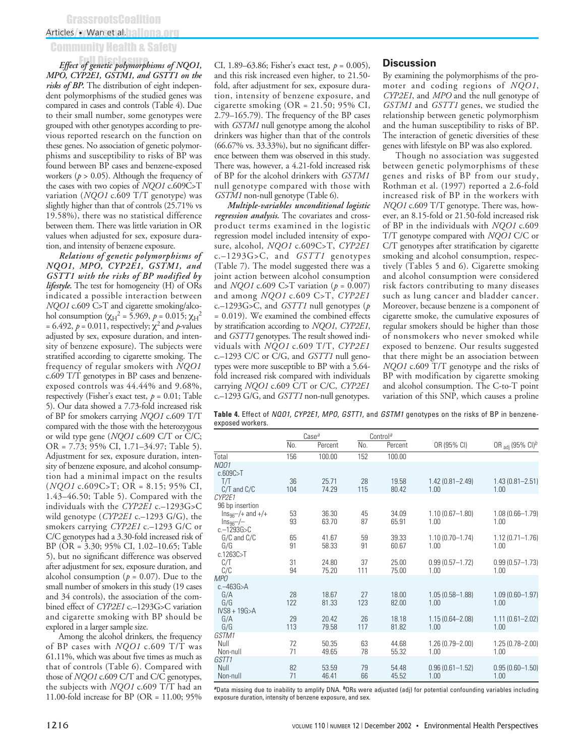***Effect of genetic polymorphisms of NQO1, MPO, CYP2E1, GSTM1, and GSTT1 on the risks of BP.*** The distribution of eight independent polymorphisms of the studied genes was compared in cases and controls (Table 4). Due to their small number, some genotypes were grouped with other genotypes according to previous reported research on the function on these genes. No association of genetic polymorphisms and susceptibility to risks of BP was found between BP cases and benzene-exposed workers ($p > 0.05$). Although the frequency of the cases with two copies of *NQO1* c.609C>T variation (*NQO1* c.609 T/T genotype) was slightly higher than that of controls (25.71% vs 19.58%), there was no statistical difference between them. There was little variation in OR values when adjusted for sex, exposure duration, and intensity of benzene exposure.

***Relations of genetic polymorphisms of NQO1, MPO, CYP2E1, GSTM1, and GSTT1 with the risks of BP modified by lifestyle.*** The test for homogeneity (H) of ORs indicated a possible interaction between *NQO1* c.609 C>T and cigarette smoking/alcohol consumption ($\chi_H^2 = 5.969$, $p = 0.015$; $\chi_H^2 = 6.492$, $p = 0.011$, respectively; $\chi^2$ and $p$-values adjusted by sex, exposure duration, and intensity of benzene exposure). The subjects were stratified according to cigarette smoking. The frequency of regular smokers with *NQO1* c.609 T/T genotypes in BP cases and benzene-exposed controls was 44.44% and 9.68%, respectively (Fisher's exact test, $p = 0.01$; Table 5). Our data showed a 7.73-fold increased risk of BP for smokers carrying *NQO1* c.609 T/T compared with the those with the heterozygous or wild type gene (*NQO1* c.609 C/T or C/C; OR = 7.73; 95% CI, 1.71–34.97; Table 5). Adjustment for sex, exposure duration, intensity of benzene exposure, and alcohol consumption had a minimal impact on the results (*NQO1* c.609C>T; OR = 8.15; 95% CI, 1.43–46.50; Table 5). Compared with the individuals with the *CYP2E1* c.–1293G>C wild genotype (*CYP2E1* c.–1293 G/G), the smokers carrying *CYP2E1* c.–1293 G/C or C/C genotypes had a 3.30-fold increased risk of BP (OR = 3.30; 95% CI, 1.02–10.65; Table 5), but no significant difference was observed after adjustment for sex, exposure duration, and alcohol consumption ($p = 0.07$). Due to the small number of smokers in this study (19 cases and 34 controls), the association of the combined effect of *CYP2E1* c.–1293G>C variation and cigarette smoking with BP should be explored in a larger sample size.

Among the alcohol drinkers, the frequency of BP cases with *NQO1* c.609 T/T was 61.11%, which was about five times as much as that of controls (Table 6). Compared with those of *NQO1* c.609 C/T and C/C genotypes, the subjects with *NQO1* c.609 T/T had an 11.00-fold increase for BP (OR = 11.00; 95% CI, 1.89–63.86; Fisher's exact test, $p = 0.005$), and this risk increased even higher, to 21.50-fold, after adjustment for sex, exposure duration, intensity of benzene exposure, and cigarette smoking (OR = 21.50; 95% CI, 2.79–165.79). The frequency of the BP cases with *GSTM1* null genotype among the alcohol drinkers was higher than that of the controls (66.67% vs. 33.33%), but no significant difference between them was observed in this study. There was, however, a 4.21-fold increased risk of BP for the alcohol drinkers with *GSTM1* null genotype compared with those with *GSTM1* non-null genotype (Table 6).

***Multiple-variables unconditional logistic regression analysis.*** The covariates and cross-product terms examined in the logistic regression model included intensity of exposure, alcohol, *NQO1* c.609C>T, *CYP2E1* c.–1293G>C, and *GSTT1* genotypes (Table 7). The model suggested there was a joint action between alcohol consumption and *NQO1* c.609 C>T variation ($p = 0.007$) and among *NQO1* c.609 C>T, *CYP2E1* c.–1293G>C, and *GSTT1* null genotypes ($p = 0.019$). We examined the combined effects by stratification according to *NQO1*, *CYP2E1*, and *GSTT1* genotypes. The result showed individuals with *NQO1* c.609 T/T, *CYP2E1* c.–1293 C/C or C/G, and *GSTT1* null genotypes were more susceptible to BP with a 5.64-fold increased risk compared with individuals carrying *NQO1* c.609 C/T or C/C, *CYP2E1* c.–1293 G/G, and *GSTT1* non-null genotypes.

## Discussion

By examining the polymorphisms of the promoter and coding regions of *NQO1*, *CYP2E1*, and *MPO* and the null genotype of *GSTM1* and *GSTT1* genes, we studied the relationship between genetic polymorphism and the human susceptibility to risks of BP. The interaction of genetic diversities of these genes with lifestyle on BP was also explored.

Though no association was suggested between genetic polymorphisms of these genes and risks of BP from our study, Rothman et al. (1997) reported a 2.6-fold increased risk of BP in the workers with *NQO1* c.609 T/T genotype. There was, however, an 8.15-fold or 21.50-fold increased risk of BP in the individuals with *NQO1* c.609 T/T genotype compared with *NQO1* C/C or C/T genotypes after stratification by cigarette smoking and alcohol consumption, respectively (Tables 5 and 6). Cigarette smoking and alcohol consumption were considered risk factors contributing to many diseases such as lung cancer and bladder cancer. Moreover, because benzene is a component of cigarette smoke, the cumulative exposures of regular smokers should be higher than those of nonsmokers who never smoked while exposed to benzene. Our results suggested that there might be an association between *NQO1* c.609 T/T genotype and the risks of BP with modification by cigarette smoking and alcohol consumption. The C-to-T point variation of this SNP, which causes a proline

**Table 4.** Effect of *NQO1*, *CYP2E1*, *MPO*, *GSTT1*, and *GSTM1* genotypes on the risks of BP in benzene-exposed workers.

| | Case[a] | | Control[a] | | | |
|---|---|---|---|---|---|---|
| | No. | Percent | No. | Percent | OR (95% CI) | $OR_{adj}$ (95% CI)[b] |
| Total | 156 | 100.00 | 152 | 100.00 | | |
| *NQO1* | | | | | | |
| c.609C>T | | | | | | |
| T/T | 36 | 25.71 | 28 | 19.58 | 1.42 (0.81–2.49) | 1.43 (0.81–2.51) |
| C/T and C/C | 104 | 74.29 | 115 | 80.42 | 1.00 | 1.00 |
| *CYP2E1* | | | | | | |
| 96 bp insertion | | | | | | |
| $Ins_{96}$–/+ and +/+ | 53 | 36.30 | 45 | 34.09 | 1.10 (0.67–1.80) | 1.08 (0.66–1.79) |
| $Ins_{96}$–/– | 93 | 63.70 | 87 | 65.91 | 1.00 | 1.00 |
| c.–1293G>C | | | | | | |
| G/C and C/C | 65 | 41.67 | 59 | 39.33 | 1.10 (0.70–1.74) | 1.12 (0.71–1.76) |
| G/G | 91 | 58.33 | 91 | 60.67 | 1.00 | 1.00 |
| c.1263C>T | | | | | | |
| C/T | 31 | 24.80 | 37 | 25.00 | 0.99 (0.57–1.72) | 0.99 (0.57–1.73) |
| C/C | 94 | 75.20 | 111 | 75.00 | 1.00 | 1.00 |
| *MPO* | | | | | | |
| c.–463G>A | | | | | | |
| G/A | 28 | 18.67 | 27 | 18.00 | 1.05 (0.58–1.88) | 1.09 (0.60–1.97) |
| G/G | 122 | 81.33 | 123 | 82.00 | 1.00 | 1.00 |
| IVS8 + 19G>A | | | | | | |
| G/A | 29 | 20.42 | 26 | 18.18 | 1.15 (0.64–2.08) | 1.11 (0.61–2.02) |
| G/G | 113 | 79.58 | 117 | 81.82 | 1.00 | 1.00 |
| *GSTM1* | | | | | | |
| Null | 72 | 50.35 | 63 | 44.68 | 1.26 (0.79–2.00) | 1.25 (0.78–2.00) |
| Non-null | 71 | 49.65 | 78 | 55.32 | 1.00 | 1.00 |
| *GSTT1* | | | | | | |
| Null | 82 | 53.59 | 79 | 54.48 | 0.96 (0.61–1.52) | 0.95 (0.60–1.50) |
| Non-null | 71 | 46.41 | 66 | 45.52 | 1.00 | 1.00 |

[a]Data missing due to inability to amplify DNA. [b]ORs were adjusted (adj) for potential confounding variables including exposure duration, intensity of benzene exposure, and sex.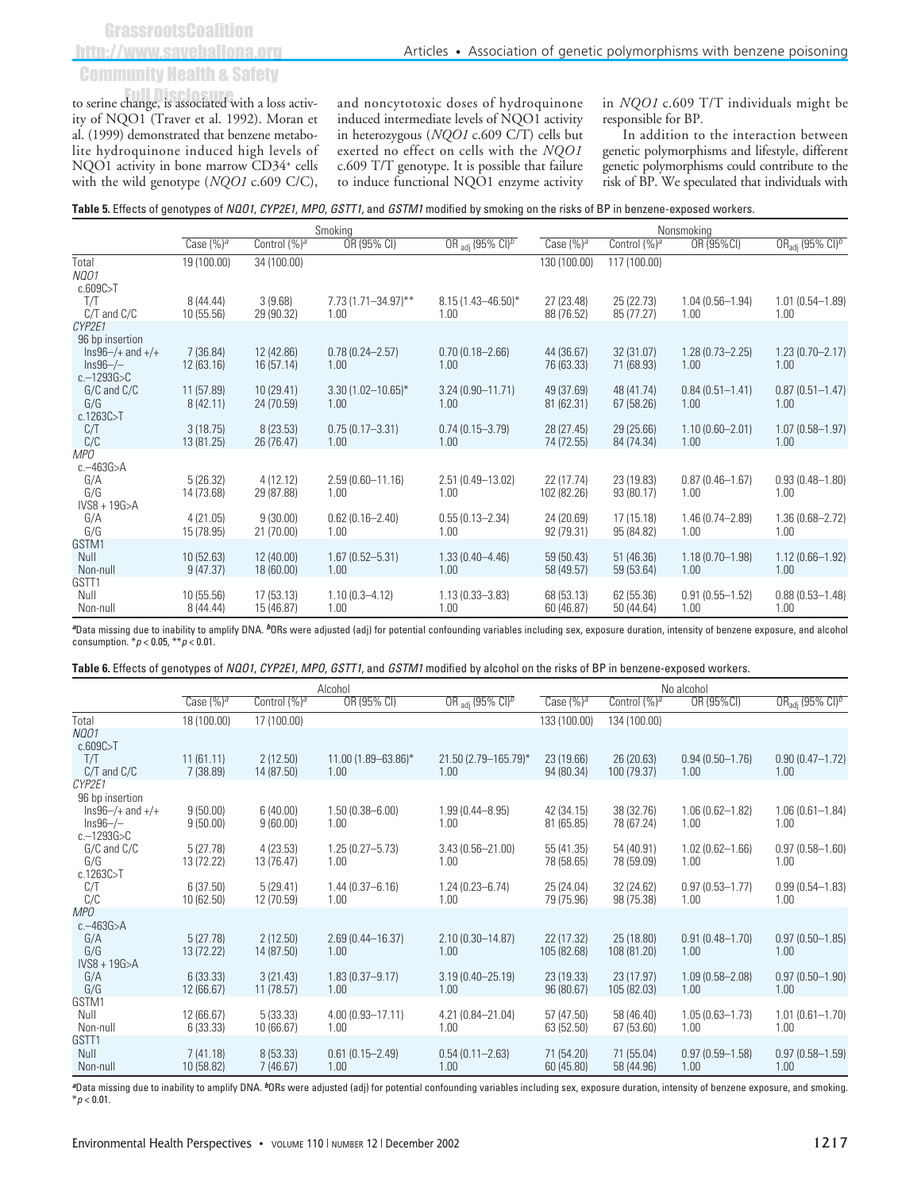to serine change, is associated with a loss activity of NQO1 (Traver et al. 1992). Moran et al. (1999) demonstrated that benzene metabolite hydroquinone induced high levels of NQO1 activity in bone marrow CD34+ cells with the wild genotype (*NQO1* c.609 C/C), and noncytotoxic doses of hydroquinone induced intermediate levels of NQO1 activity in heterozygous (*NQO1* c.609 C/T) cells but exerted no effect on cells with the *NQO1* c.609 T/T genotype. It is possible that failure to induce functional NQO1 enzyme activity in *NQO1* c.609 T/T individuals might be responsible for BP.

In addition to the interaction between genetic polymorphisms and lifestyle, different genetic polymorphisms could contribute to the risk of BP. We speculated that individuals with

**Table 5.** Effects of genotypes of *NQO1*, *CYP2E1*, *MPO*, *GSTT1*, and *GSTM1* modified by smoking on the risks of BP in benzene-exposed workers.

| | Smoking | | | | Nonsmoking | | | |
|---|---|---|---|---|---|---|---|---|
| | Case (%)[a] | Control (%)[a] | OR (95% CI) | $OR_{adj}$ (95% CI)[b] | Case (%)[a] | Control (%)[a] | OR (95%CI) | $OR_{adj}$ (95% CI)[b] |
| Total | 19 (100.00) | 34 (100.00) | | | 130 (100.00) | 117 (100.00) | | |
| *NQO1* | | | | | | | | |
| c.609C>T | | | | | | | | |
| T/T | 8 (44.44) | 3 (9.68) | 7.73 (1.71–34.97)** | 8.15 (1.43–46.50)* | 27 (23.48) | 25 (22.73) | 1.04 (0.56–1.94) | 1.01 (0.54–1.89) |
| C/T and C/C | 10 (55.56) | 29 (90.32) | 1.00 | 1.00 | 88 (76.52) | 85 (77.27) | 1.00 | 1.00 |
| *CYP2E1* | | | | | | | | |
| 96 bp insertion | | | | | | | | |
| Ins96–/+ and +/+ | 7 (36.84) | 12 (42.86) | 0.78 (0.24–2.57) | 0.70 (0.18–2.66) | 44 (36.67) | 32 (31.07) | 1.28 (0.73–2.25) | 1.23 (0.70–2.17) |
| Ins96–/– | 12 (63.16) | 16 (57.14) | 1.00 | 1.00 | 76 (63.33) | 71 (68.93) | 1.00 | 1.00 |
| c.–1293G>C | | | | | | | | |
| G/C and C/C | 11 (57.89) | 10 (29.41) | 3.30 (1.02–10.65)* | 3.24 (0.90–11.71) | 49 (37.69) | 48 (41.74) | 0.84 (0.51–1.41) | 0.87 (0.51–1.47) |
| G/G | 8 (42.11) | 24 (70.59) | 1.00 | 1.00 | 81 (62.31) | 67 (58.26) | 1.00 | 1.00 |
| c.1263C>T | | | | | | | | |
| C/T | 3 (18.75) | 8 (23.53) | 0.75 (0.17–3.31) | 0.74 (0.15–3.79) | 28 (27.45) | 29 (25.66) | 1.10 (0.60–2.01) | 1.07 (0.58–1.97) |
| C/C | 13 (81.25) | 26 (76.47) | 1.00 | 1.00 | 74 (72.55) | 84 (74.34) | 1.00 | 1.00 |
| *MPO* | | | | | | | | |
| c.–463G>A | | | | | | | | |
| G/A | 5 (26.32) | 4 (12.12) | 2.59 (0.60–11.16) | 2.51 (0.49–13.02) | 22 (17.74) | 23 (19.83) | 0.87 (0.46–1.67) | 0.93 (0.48–1.80) |
| G/G | 14 (73.68) | 29 (87.88) | 1.00 | 1.00 | 102 (82.26) | 93 (80.17) | 1.00 | 1.00 |
| IVS8 + 19G>A | | | | | | | | |
| G/A | 4 (21.05) | 9 (30.00) | 0.62 (0.16–2.40) | 0.55 (0.13–2.34) | 24 (20.69) | 17 (15.18) | 1.46 (0.74–2.89) | 1.36 (0.68–2.72) |
| G/G | 15 (78.95) | 21 (70.00) | 1.00 | 1.00 | 92 (79.31) | 95 (84.82) | 1.00 | 1.00 |
| GSTM1 | | | | | | | | |
| Null | 10 (52.63) | 12 (40.00) | 1.67 (0.52–5.31) | 1.33 (0.40–4.46) | 59 (50.43) | 51 (46.36) | 1.18 (0.70–1.98) | 1.12 (0.66–1.92) |
| Non-null | 9 (47.37) | 18 (60.00) | 1.00 | 1.00 | 58 (49.57) | 59 (53.64) | 1.00 | 1.00 |
| GSTT1 | | | | | | | | |
| Null | 10 (55.56) | 17 (53.13) | 1.10 (0.3–4.12) | 1.13 (0.33–3.83) | 68 (53.13) | 62 (55.36) | 0.91 (0.55–1.52) | 0.88 (0.53–1.48) |
| Non-null | 8 (44.44) | 15 (46.87) | 1.00 | 1.00 | 60 (46.87) | 50 (44.64) | 1.00 | 1.00 |

[a]Data missing due to inability to amplify DNA. [b]ORs were adjusted (adj) for potential confounding variables including sex, exposure duration, intensity of benzene exposure, and alcohol consumption. *$p < 0.05$, **$p < 0.01$.

**Table 6.** Effects of genotypes of *NQO1*, *CYP2E1*, *MPO*, *GSTT1*, and *GSTM1* modified by alcohol on the risks of BP in benzene-exposed workers.

| | Alcohol | | | | No alcohol | | | |
|---|---|---|---|---|---|---|---|---|
| | Case (%)[a] | Control (%)[a] | OR (95% CI) | $OR_{adj}$ (95% CI)[b] | Case (%)[a] | Control (%)[a] | OR (95%CI) | $OR_{adj}$ (95% CI)[b] |
| Total | 18 (100.00) | 17 (100.00) | | | 133 (100.00) | 134 (100.00) | | |
| *NQO1* | | | | | | | | |
| c.609C>T | | | | | | | | |
| T/T | 11 (61.11) | 2 (12.50) | 11.00 (1.89–63.86)* | 21.50 (2.79–165.79)* | 23 (19.66) | 26 (20.63) | 0.94 (0.50–1.76) | 0.90 (0.47–1.72) |
| C/T and C/C | 7 (38.89) | 14 (87.50) | 1.00 | 1.00 | 94 (80.34) | 100 (79.37) | 1.00 | 1.00 |
| *CYP2E1* | | | | | | | | |
| 96 bp insertion | | | | | | | | |
| Ins96–/+ and +/+ | 9 (50.00) | 6 (40.00) | 1.50 (0.38–6.00) | 1.99 (0.44–8.95) | 42 (34.15) | 38 (32.76) | 1.06 (0.62–1.82) | 1.06 (0.61–1.84) |
| Ins96–/– | 9 (50.00) | 9 (60.00) | 1.00 | 1.00 | 81 (65.85) | 78 (67.24) | 1.00 | 1.00 |
| c.–1293G>C | | | | | | | | |
| G/C and C/C | 5 (27.78) | 4 (23.53) | 1.25 (0.27–5.73) | 3.43 (0.56–21.00) | 55 (41.35) | 54 (40.91) | 1.02 (0.62–1.66) | 0.97 (0.58–1.60) |
| G/G | 13 (72.22) | 13 (76.47) | 1.00 | 1.00 | 78 (58.65) | 78 (59.09) | 1.00 | 1.00 |
| c.1263C>T | | | | | | | | |
| C/T | 6 (37.50) | 5 (29.41) | 1.44 (0.37–6.16) | 1.24 (0.23–6.74) | 25 (24.04) | 32 (24.62) | 0.97 (0.53–1.77) | 0.99 (0.54–1.83) |
| C/C | 10 (62.50) | 12 (70.59) | 1.00 | 1.00 | 79 (75.96) | 98 (75.38) | 1.00 | 1.00 |
| *MPO* | | | | | | | | |
| c.–463G>A | | | | | | | | |
| G/A | 5 (27.78) | 2 (12.50) | 2.69 (0.44–16.37) | 2.10 (0.30–14.87) | 22 (17.32) | 25 (18.80) | 0.91 (0.48–1.70) | 0.97 (0.50–1.85) |
| G/G | 13 (72.22) | 14 (87.50) | 1.00 | 1.00 | 105 (82.68) | 108 (81.20) | 1.00 | 1.00 |
| IVS8 + 19G>A | | | | | | | | |
| G/A | 6 (33.33) | 3 (21.43) | 1.83 (0.37–9.17) | 3.19 (0.40–25.19) | 23 (19.33) | 23 (17.97) | 1.09 (0.58–2.08) | 0.97 (0.50–1.90) |
| G/G | 12 (66.67) | 11 (78.57) | 1.00 | 1.00 | 96 (80.67) | 105 (82.03) | 1.00 | 1.00 |
| GSTM1 | | | | | | | | |
| Null | 12 (66.67) | 5 (33.33) | 4.00 (0.93–17.11) | 4.21 (0.84–21.04) | 57 (47.50) | 58 (46.40) | 1.05 (0.63–1.73) | 1.01 (0.61–1.70) |
| Non-null | 6 (33.33) | 10 (66.67) | 1.00 | 1.00 | 63 (52.50) | 67 (53.60) | 1.00 | 1.00 |
| GSTT1 | | | | | | | | |
| Null | 7 (41.18) | 8 (53.33) | 0.61 (0.15–2.49) | 0.54 (0.11–2.63) | 71 (54.20) | 71 (55.04) | 0.97 (0.59–1.58) | 0.97 (0.58–1.59) |
| Non-null | 10 (58.82) | 7 (46.67) | 1.00 | 1.00 | 60 (45.80) | 58 (44.96) | 1.00 | 1.00 |

[a]Data missing due to inability to amplify DNA. [b]ORs were adjusted (adj) for potential confounding variables including sex, exposure duration, intensity of benzene exposure, and smoking. *$p < 0.01$.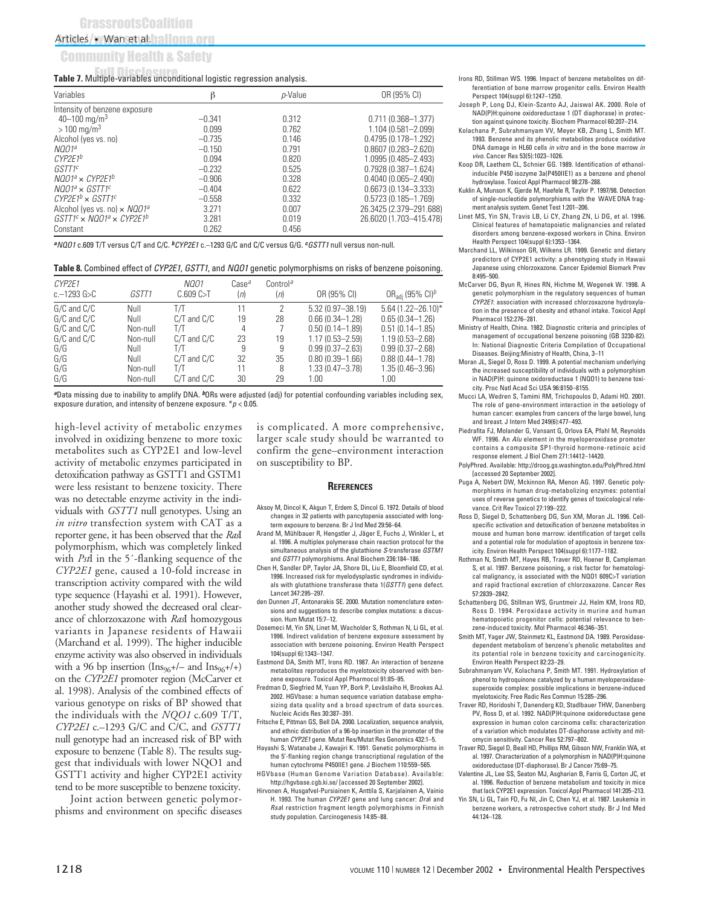**Table 7.** Multiple-variables unconditional logistic regression analysis.

| Variables | β | *p*-Value | OR (95% CI) |
|---|---|---|---|
| Intensity of benzene exposure | | | |
| 40–100 mg/m$^3$ | −0.341 | 0.312 | 0.711 (0.368–1.377) |
| > 100 mg/m$^3$ | 0.099 | 0.762 | 1.104 (0.581–2.099) |
| Alcohol (yes vs. no) | −0.735 | 0.146 | 0.4795 (0.178–1.292) |
| *NQO1*[a] | −0.150 | 0.791 | 0.8607 (0.283–2.620) |
| *CYP2E1*[b] | 0.094 | 0.820 | 1.0995 (0.485–2.493) |
| *GSTT1*[c] | −0.232 | 0.525 | 0.7928 (0.387–1.624) |
| *NQO1*[a] × *CYP2E1*[b] | −0.906 | 0.328 | 0.4040 (0.065–2.490) |
| *NQO1*[a] × *GSTT1*[c] | −0.404 | 0.622 | 0.6673 (0.134–3.333) |
| *CYP2E1*[b] × *GSTT1*[c] | −0.558 | 0.332 | 0.5723 (0.185–1.769) |
| Alcohol (yes vs. no) × *NQO1*[a] | 3.271 | 0.007 | 26.3425 (2.379–291.688) |
| *GSTT1*[c] × *NQO1*[a] × *CYP2E1*[b] | 3.281 | 0.019 | 26.6020 (1.703–415.478) |
| Constant | 0.262 | 0.456 | |

[a]*NQO1* c.609 T/T versus C/T and C/C. [b]*CYP2E1* c.–1293 G/C and C/C versus G/G. [c]*GSTT1* null versus non-null.

**Table 8.** Combined effect of *CYP2E1*, *GSTT1*, and *NQO1* genetic polymorphisms on risks of benzene poisoning.

| *CYP2E1* c.–1293 G>C | *GSTT1* | *NQO1* C.609 C>T | Case[a] (*n*) | Control[a] (*n*) | OR (95% CI) | $OR_{adj}$ (95% CI)[b] |
|---|---|---|---|---|---|---|
| G/C and C/C | Null | T/T | 11 | 2 | 5.32 (0.97–38.19) | 5.64 (1.22–26.10)* |
| G/C and C/C | Null | C/T and C/C | 19 | 28 | 0.66 (0.34–1.28) | 0.65 (0.34–1.26) |
| G/C and C/C | Non-null | T/T | 4 | 7 | 0.50 (0.14–1.89) | 0.51 (0.14–1.85) |
| G/C and C/C | Non-null | C/T and C/C | 23 | 19 | 1.17 (0.53–2.59) | 1.19 (0.53–2.68) |
| G/G | Null | T/T | 9 | 9 | 0.99 (0.37–2.63) | 0.99 (0.37–2.68) |
| G/G | Null | C/T and C/C | 32 | 35 | 0.80 (0.39–1.66) | 0.88 (0.44–1.78) |
| G/G | Non-null | T/T | 11 | 8 | 1.33 (0.47–3.78) | 1.35 (0.46–3.96) |
| G/G | Non-null | C/T and C/C | 30 | 29 | 1.00 | 1.00 |

[a]Data missing due to inability to amplify DNA. [b]ORs were adjusted (adj) for potential confounding variables including sex, exposure duration, and intensity of benzene exposure. *$p < 0.05$.

high-level activity of metabolic enzymes involved in oxidizing benzene to more toxic metabolites such as CYP2E1 and low-level activity of metabolic enzymes participated in detoxification pathway as GSTT1 and GSTM1 were less resistant to benzene toxicity. There was no detectable enzyme activity in the individuals with *GSTT1* null genotypes. Using an *in vitro* transfection system with CAT as a reporter gene, it has been observed that the *Rsa*I polymorphism, which was completely linked with *Pst*I in the 5′-flanking sequence of the *CYP2E1* gene, caused a 10-fold increase in transcription activity compared with the wild type sequence (Hayashi et al. 1991). However, another study showed the decreased oral clearance of chlorzoxazone with *Rsa*I homozygous variants in Japanese residents of Hawaii (Marchand et al. 1999). The higher inducible enzyme activity was also observed in individuals with a 96 bp insertion ($Ins_{96}$+/– and $Ins_{96}$+/+) on the *CYP2E1* promoter region (McCarver et al. 1998). Analysis of the combined effects of various genotype on risks of BP showed that the individuals with the *NQO1* c.609 T/T, *CYP2E1* c.–1293 G/C and C/C, and *GSTT1* null genotype had an increased risk of BP with exposure to benzene (Table 8). The results suggest that individuals with lower NQO1 and GSTT1 activity and higher CYP2E1 activity tend to be more susceptible to benzene toxicity.

Joint action between genetic polymorphisms and environment on specific diseases is complicated. A more comprehensive, larger scale study should be warranted to confirm the gene–environment interaction on susceptibility to BP.

## References

Aksoy M, Dincol K, Akgun T, Erdem S, Dincol G. 1972. Details of blood changes in 32 patients with pancytopenia associated with long-term exposure to benzene. Br J Ind Med 29:56–64.

Arand M, Mühlbauer R, Hengstler J, Jäger E, Fuchs J, Winkler L, et al. 1996. A multiplex polymerase chain reaction protocol for the simultaneous analysis of the glutathione *S*-transferase *GSTM1* and *GSTT1* polymorphisms. Anal Biochem 236:184–186.

Chen H, Sandler DP, Taylor JA, Shore DL, Liu E, Bloomfield CD, et al. 1996. Increased risk for myelodysplastic syndromes in individuals with glutathione transferase theta 1(*GSTT1*) gene defect. Lancet 347:295–297.

den Dunnen JT, Antonarakis SE. 2000. Mutation nomenclature extensions and suggestions to describe complex mutations: a discussion. Hum Mutat 15:7–12.

Dosemeci M, Yin SN, Linet M, Wacholder S, Rothman N, Li GL, et al. 1996. Indirect validation of benzene exposure assessment by association with benzene poisoning. Environ Health Perspect 104(suppl 6):1343–1347.

Eastmond DA, Smith MT, Irons RD. 1987. An interaction of benzene metabolites reproduces the myelotoxicity observed with benzene exposure. Toxicol Appl Pharmacol 91:85–95.

Fredman D, Siegfried M, Yuan YP, Bork P, Lehväslaiho H, Brookes AJ. 2002. HGVbase: a human sequence variation database emphasizing data quality and a broad spectrum of data sources. Nucleic Acids Res 30:387–391.

Fritsche E, Pittman GS, Bell DA. 2000. Localization, sequence analysis, and ethnic distribution of a 96-bp insertion in the promoter of the human *CYP2E1* gene. Mutat Res/Mutat Res Genomics 432:1–5.

Hayashi S, Watanabe J, Kawajiri K. 1991. Genetic polymorphisms in the 5′-flanking region change transcriptional regulation of the human cytochrome P450IIE1 gene. J Biochem 110:559–565.

HGVbase (Human Genome Variation Database). Available: http://hgvbase.cgb.ki.se/ [accessed 20 September 2002].

Hirvonen A, Husgafvel-Pursiainen K, Anttila S, Karjalainen A, Vainio H. 1993. The human *CYP2E1* gene and lung cancer: *Dra*I and *Rsa*I restriction fragment length polymorphisms in Finnish study population. Carcinogenesis 14:85–88.

Irons RD, Stillman WS. 1996. Impact of benzene metabolites on differentiation of bone marrow progenitor cells. Environ Health Perspect 104(suppl 6):1247–1250.

Joseph P, Long DJ, Klein-Szanto AJ, Jaiswal AK. 2000. Role of NAD(P)H:quinone oxidoreductase 1 (DT diaphorase) in protection against quinone toxicity. Biochem Pharmacol 60:207–214.

Kolachana P, Subrahmanyam VV, Meyer KB, Zhang L, Smith MT. 1993. Benzene and its phenolic metabolites produce oxidative DNA damage in HL60 cells *in vitro* and in the bone marrow *in vivo*. Cancer Res 53(5):1023–1026.

Koop DR, Laethem CL, Schnier GG. 1989. Identification of ethanol-inducible P450 isozyme 3a(P450IIE1) as a benzene and phenol hydroxylase. Toxicol Appl Pharmacol 98:278–288.

Kuklin A, Munson K, Gjerde M, Haefele R, Taylor P. 1997/98. Detection of single-nucleotide polymorphisms with the WAVE DNA fragment analysis system. Genet Test 1:201–206.

Linet MS, Yin SN, Travis LB, Li CY, Zhang ZN, Li DG, et al. 1996. Clinical features of hematopoietic malignancies and related disorders among benzene-exposed workers in China. Environ Health Perspect 104(suppl 6):1353–1364.

Marchand LL, Wilkinson GR, Wilkens LR. 1999. Genetic and dietary predictors of CYP2E1 activity: a phenotyping study in Hawaii Japanese using chlorzoxazone. Cancer Epidemiol Biomark Prev 8:495–500.

McCarver DG, Byun R, Hines RN, Hichme M, Wegenek W. 1998. A genetic polymorphism in the regulatory sequences of human *CYP2E1*: association with increased chlorzoxazone hydroxylation in the presence of obesity and ethanol intake. Toxicol Appl Pharmacol 152:276–281.

Ministry of Health, China. 1982. Diagnostic criteria and principles of management of occupational benzene poisoning (GB 3230-82). In: National Diagnostic Criteria Compilation of Occupational Diseases. Beijing:Ministry of Health, China, 3–11

Moran JL, Siegel D, Ross D. 1999. A potential mechanism underlying the increased susceptibility of individuals with a polymorphism in NAD(P)H: quinone oxidoreductase 1 (NQO1) to benzene toxicity. Proc Natl Acad Sci USA 96:8150–8155.

Mucci LA, Wedren S, Tamimi RM, Trichopoulos D, Adami HO. 2001. The role of gene-environment interaction in the aetiology of human cancer: examples from cancers of the large bowel, lung and breast. J Intern Med 249(6):477–493.

Piedrafita FJ, Molander G, Vansant G, Orlova EA, Pfahl M, Reynolds WF. 1996. An *Alu* element in the myeloperoxidase promoter contains a composite SP1-thyroid hormone-retinoic acid response element. J Biol Chem 271:14412–14420.

PolyPhred. Available: http://droog.gs.washington.edu/PolyPhred.html [accessed 20 September 2002].

Puga A, Nebert DW, Mckinnon RA, Menon AG. 1997. Genetic polymorphisms in human drug-metabolizing enzymes: potential uses of reverse genetics to identify genes of toxicological relevance. Crit Rev Toxicol 27:199–222.

Ross D, Siegel D, Schattenberg DG, Sun XM, Moran JL. 1996. Cell-specific activation and detoxification of benzene metabolites in mouse and human bone marrow: identification of target cells and a potential role for modulation of apoptosis in benzene toxicity. Environ Health Perspect 104(suppl 6):1177–1182.

Rothman N, Smith MT, Hayes RB, Traver RD, Hoener B, Campleman S, et al. 1997. Benzene poisoning, a risk factor for hematological malignancy, is associated with the NQO1 609C>T variation and rapid fractional excretion of chlorzoxazone. Cancer Res 57:2839–2842.

Schattenberg DG, Stillman WS, Gruntmeir JJ, Helm KM, Irons RD, Ross D. 1994. Peroxidase activity in murine and human hematopoietic progenitor cells: potential relevance to benzene-induced toxicity. Mol Pharmacol 46:346–351.

Smith MT, Yager JW, Steinmetz KL, Eastmond DA. 1989. Peroxidase-dependent metabolism of benzene's phenolic metabolites and its potential role in benzene toxicity and carcinogenicity. Environ Health Perspect 82:23–29.

Subrahmanyam VV, Kolachana P, Smith MT. 1991. Hydroxylation of phenol to hydroquinone catalyzed by a human myeloperoxidase-superoxide complex: possible implications in benzene-induced myelotoxicity. Free Radic Res Commun 15:285–296.

Traver RD, Horidoshi T, Danenberg KD, Stadlbauer THW, Danenberg PV, Ross D, et al. 1992. NAD(P)H:quinone oxidoreductase gene expression in human colon carcinoma cells: characterization of a variation which modulates DT-diaphorase activity and mitomycin sensitivity. Cancer Res 52:797–802.

Traver RD, Siegel D, Beall HD, Phillips RM, Gibson NW, Franklin WA, et al. 1997. Characterization of a polymorphism in NAD(P)H:quinone oxidoreductase (DT-diaphorase). Br J Cancer 75:69–75.

Valentine JL, Lee SS, Seaton MJ, Asgharian B, Farris G, Corton JC, et al. 1996. Reduction of benzene metabolism and toxicity in mice that lack CYP2E1 expression. Toxicol Appl Pharmacol 141:205–213.

Yin SN, Li GL, Tain FD, Fu NI, Jin C, Chen YJ, et al. 1987. Leukemia in benzene workers, a retrospective cohort study. Br J Ind Med 44:124–128.